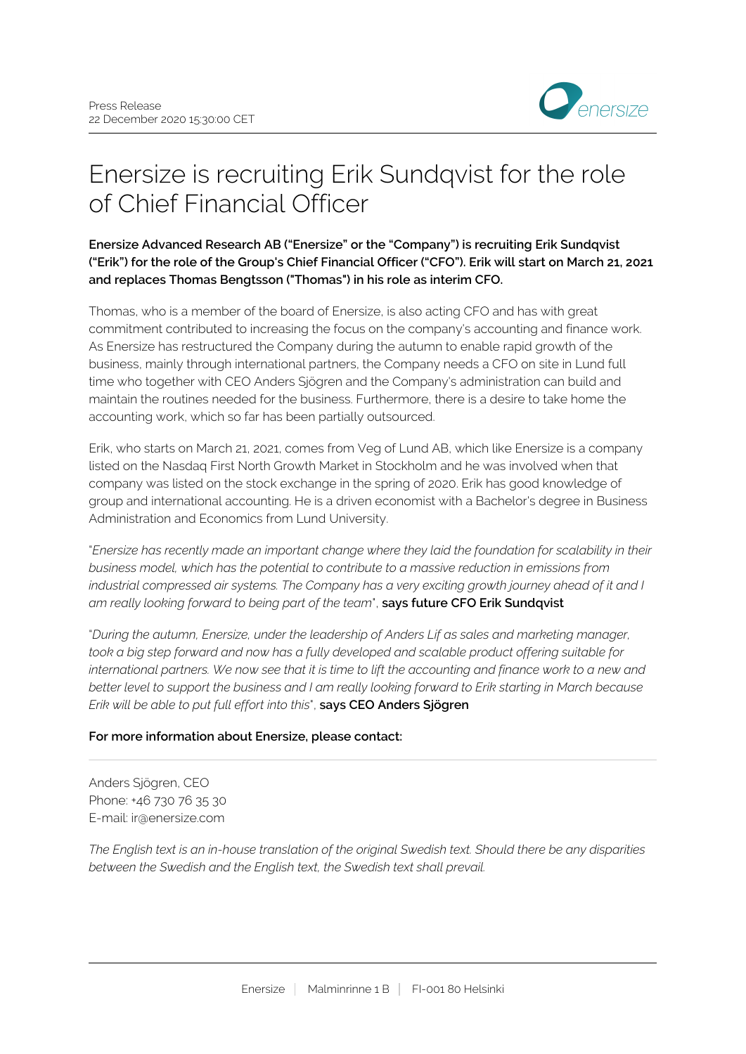Press Release
22 December 2020 15:30:00 CET

# Enersize is recruiting Erik Sundqvist for the role of Chief Financial Officer

**Enersize Advanced Research AB ("Enersize" or the "Company") is recruiting Erik Sundqvist ("Erik") for the role of the Group's Chief Financial Officer ("CFO"). Erik will start on March 21, 2021 and replaces Thomas Bengtsson ("Thomas") in his role as interim CFO.**

Thomas, who is a member of the board of Enersize, is also acting CFO and has with great commitment contributed to increasing the focus on the company's accounting and finance work. As Enersize has restructured the Company during the autumn to enable rapid growth of the business, mainly through international partners, the Company needs a CFO on site in Lund full time who together with CEO Anders Sjögren and the Company's administration can build and maintain the routines needed for the business. Furthermore, there is a desire to take home the accounting work, which so far has been partially outsourced.

Erik, who starts on March 21, 2021, comes from Veg of Lund AB, which like Enersize is a company listed on the Nasdaq First North Growth Market in Stockholm and he was involved when that company was listed on the stock exchange in the spring of 2020. Erik has good knowledge of group and international accounting. He is a driven economist with a Bachelor's degree in Business Administration and Economics from Lund University.

"*Enersize has recently made an important change where they laid the foundation for scalability in their business model, which has the potential to contribute to a massive reduction in emissions from industrial compressed air systems. The Company has a very exciting growth journey ahead of it and I am really looking forward to being part of the team*", **says future CFO Erik Sundqvist**

"*During the autumn, Enersize, under the leadership of Anders Lif as sales and marketing manager, took a big step forward and now has a fully developed and scalable product offering suitable for international partners. We now see that it is time to lift the accounting and finance work to a new and better level to support the business and I am really looking forward to Erik starting in March because Erik will be able to put full effort into this*", **says CEO Anders Sjögren**

**For more information about Enersize, please contact:**

---

Anders Sjögren, CEO
Phone: +46 730 76 35 30
E-mail: ir@enersize.com

*The English text is an in-house translation of the original Swedish text. Should there be any disparities between the Swedish and the English text, the Swedish text shall prevail.*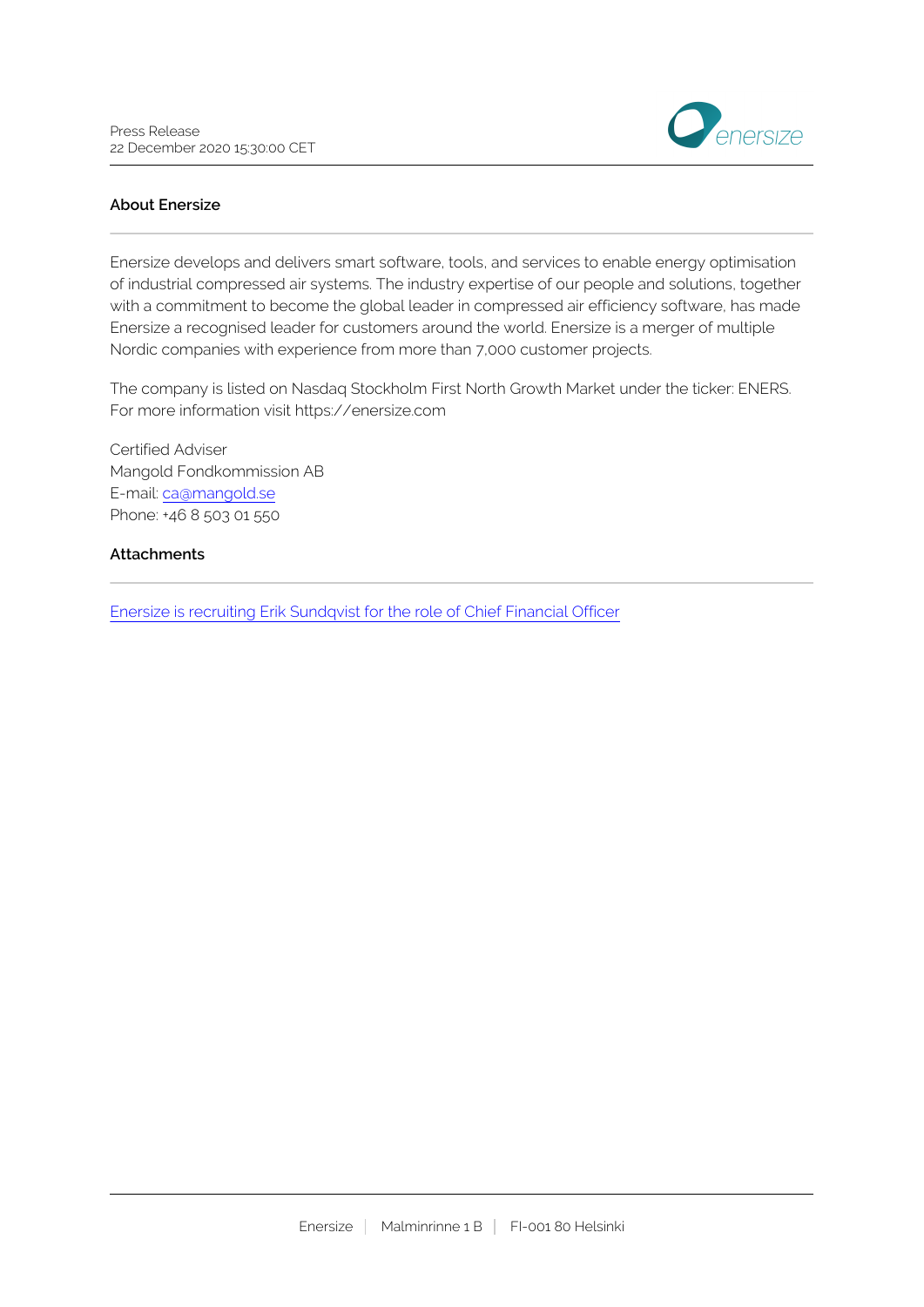Press Release
22 December 2020 15:30:00 CET

### About Enersize

Enersize develops and delivers smart software, tools, and services to enable energy optimisation of industrial compressed air systems. The industry expertise of our people and solutions, together with a commitment to become the global leader in compressed air efficiency software, has made Enersize a recognised leader for customers around the world. Enersize is a merger of multiple Nordic companies with experience from more than 7,000 customer projects.

The company is listed on Nasdaq Stockholm First North Growth Market under the ticker: ENERS. For more information visit https://enersize.com

Certified Adviser
Mangold Fondkommission AB
E-mail: ca@mangold.se
Phone: +46 8 503 01 550

### Attachments

Enersize is recruiting Erik Sundqvist for the role of Chief Financial Officer

Enersize | Malminrinne 1 B | FI-001 80 Helsinki